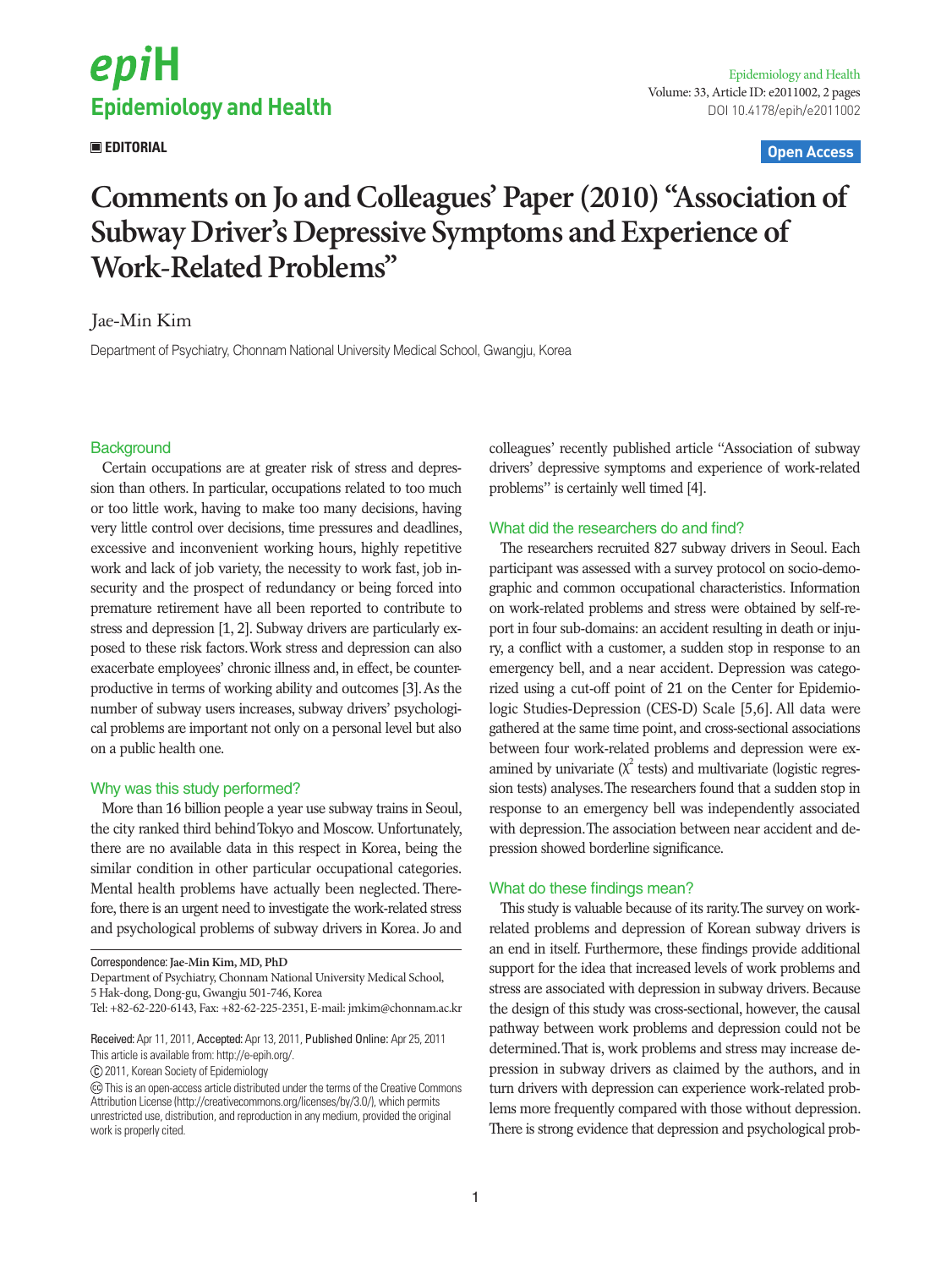EDITORIAL

Open Access

# Comments on Jo and Colleagues' Paper (2010) "Association of Subway Driver's Depressive Symptoms and Experience of Work-Related Problems"

Jae-Min Kim

Department of Psychiatry, Chonnam National University Medical School, Gwangju, Korea

## Background

Certain occupations are at greater risk of stress and depression than others. In particular, occupations related to too much or too little work, having to make too many decisions, having very little control over decisions, time pressures and deadlines, excessive and inconvenient working hours, highly repetitive work and lack of job variety, the necessity to work fast, job insecurity and the prospect of redundancy or being forced into premature retirement have all been reported to contribute to stress and depression [1, 2]. Subway drivers are particularly exposed to these risk factors. Work stress and depression can also exacerbate employees' chronic illness and, in effect, be counterproductive in terms of working ability and outcomes [3]. As the number of subway users increases, subway drivers' psychological problems are important not only on a personal level but also on a public health one.

## Why was this study performed?

More than 16 billion people a year use subway trains in Seoul, the city ranked third behind Tokyo and Moscow. Unfortunately, there are no available data in this respect in Korea, being the similar condition in other particular occupational categories. Mental health problems have actually been neglected. Therefore, there is an urgent need to investigate the work-related stress and psychological problems of subway drivers in Korea. Jo and colleagues' recently published article "Association of subway drivers' depressive symptoms and experience of work-related problems" is certainly well timed [4].

## What did the researchers do and find?

The researchers recruited 827 subway drivers in Seoul. Each participant was assessed with a survey protocol on socio-demographic and common occupational characteristics. Information on work-related problems and stress were obtained by self-report in four sub-domains: an accident resulting in death or injury, a conflict with a customer, a sudden stop in response to an emergency bell, and a near accident. Depression was categorized using a cut-off point of 21 on the Center for Epidemiologic Studies-Depression (CES-D) Scale [5,6]. All data were gathered at the same time point, and cross-sectional associations between four work-related problems and depression were examined by univariate ($\chi^2$ tests) and multivariate (logistic regression tests) analyses. The researchers found that a sudden stop in response to an emergency bell was independently associated with depression. The association between near accident and depression showed borderline significance.

## What do these findings mean?

This study is valuable because of its rarity. The survey on work-related problems and depression of Korean subway drivers is an end in itself. Furthermore, these findings provide additional support for the idea that increased levels of work problems and stress are associated with depression in subway drivers. Because the design of this study was cross-sectional, however, the causal pathway between work problems and depression could not be determined. That is, work problems and stress may increase depression in subway drivers as claimed by the authors, and in turn drivers with depression can experience work-related problems more frequently compared with those without depression. There is strong evidence that depression and psychological prob-

---

Correspondence: **Jae-Min Kim, MD, PhD**
Department of Psychiatry, Chonnam National University Medical School, 5 Hak-dong, Dong-gu, Gwangju 501-746, Korea
Tel: +82-62-220-6143, Fax: +82-62-225-2351, E-mail: jmkim@chonnam.ac.kr

Received: Apr 11, 2011, Accepted: Apr 13, 2011, Published Online: Apr 25, 2011
This article is available from: http://e-epih.org/.

© 2011, Korean Society of Epidemiology

This is an open-access article distributed under the terms of the Creative Commons Attribution License (http://creativecommons.org/licenses/by/3.0/), which permits unrestricted use, distribution, and reproduction in any medium, provided the original work is properly cited.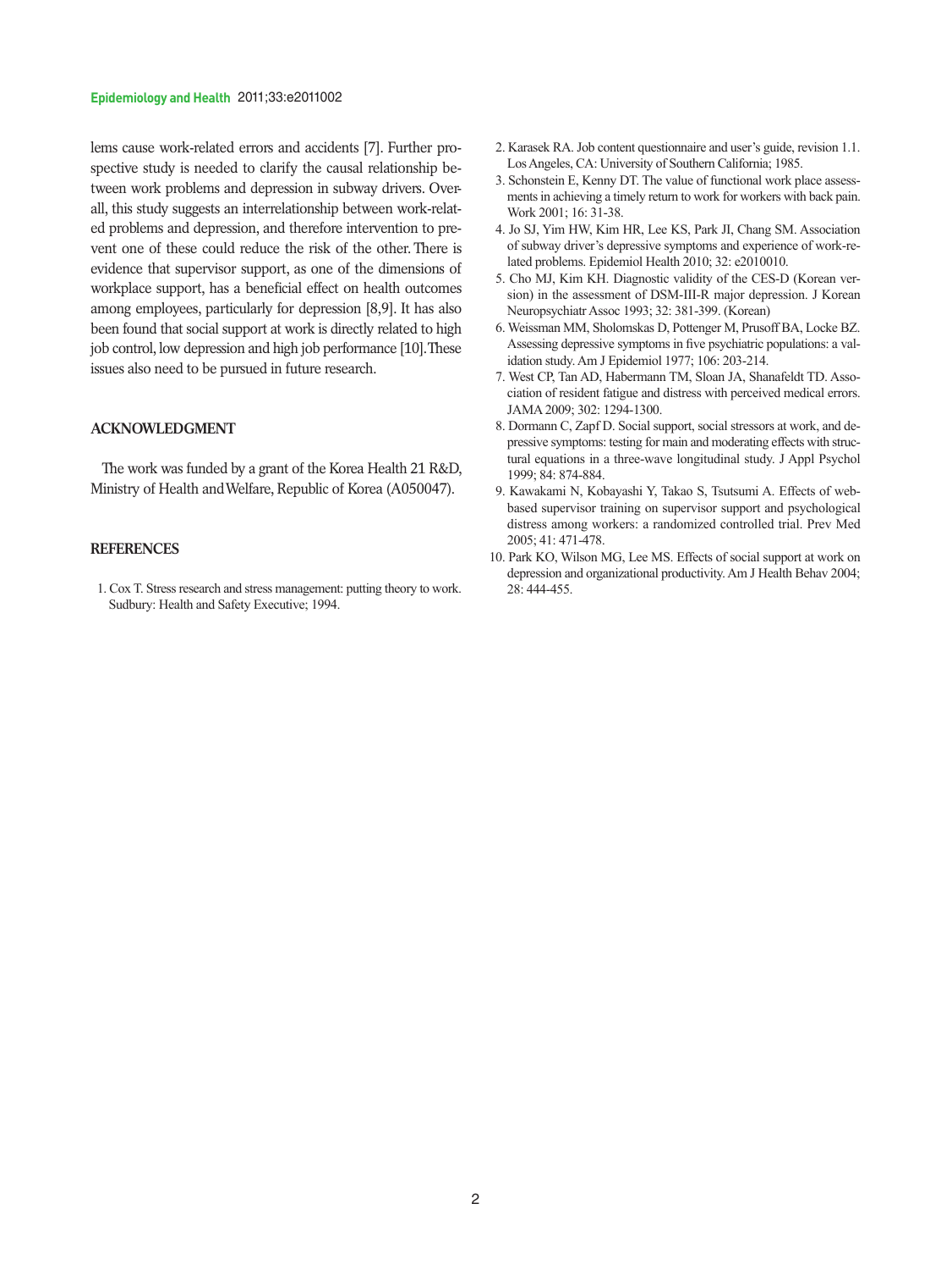lems cause work-related errors and accidents [7]. Further prospective study is needed to clarify the causal relationship between work problems and depression in subway drivers. Overall, this study suggests an interrelationship between work-related problems and depression, and therefore intervention to prevent one of these could reduce the risk of the other. There is evidence that supervisor support, as one of the dimensions of workplace support, has a beneficial effect on health outcomes among employees, particularly for depression [8,9]. It has also been found that social support at work is directly related to high job control, low depression and high job performance [10]. These issues also need to be pursued in future research.

## ACKNOWLEDGMENT

The work was funded by a grant of the Korea Health 21 R&D, Ministry of Health and Welfare, Republic of Korea (A050047).

## REFERENCES

1. Cox T. Stress research and stress management: putting theory to work. Sudbury: Health and Safety Executive; 1994.
2. Karasek RA. Job content questionnaire and user's guide, revision 1.1. Los Angeles, CA: University of Southern California; 1985.
3. Schonstein E, Kenny DT. The value of functional work place assessments in achieving a timely return to work for workers with back pain. Work 2001; 16: 31-38.
4. Jo SJ, Yim HW, Kim HR, Lee KS, Park JI, Chang SM. Association of subway driver's depressive symptoms and experience of work-related problems. Epidemiol Health 2010; 32: e2010010.
5. Cho MJ, Kim KH. Diagnostic validity of the CES-D (Korean version) in the assessment of DSM-III-R major depression. J Korean Neuropsychiatr Assoc 1993; 32: 381-399. (Korean)
6. Weissman MM, Sholomskas D, Pottenger M, Prusoff BA, Locke BZ. Assessing depressive symptoms in five psychiatric populations: a validation study. Am J Epidemiol 1977; 106: 203-214.
7. West CP, Tan AD, Habermann TM, Sloan JA, Shanafeldt TD. Association of resident fatigue and distress with perceived medical errors. JAMA 2009; 302: 1294-1300.
8. Dormann C, Zapf D. Social support, social stressors at work, and depressive symptoms: testing for main and moderating effects with structural equations in a three-wave longitudinal study. J Appl Psychol 1999; 84: 874-884.
9. Kawakami N, Kobayashi Y, Takao S, Tsutsumi A. Effects of web-based supervisor training on supervisor support and psychological distress among workers: a randomized controlled trial. Prev Med 2005; 41: 471-478.
10. Park KO, Wilson MG, Lee MS. Effects of social support at work on depression and organizational productivity. Am J Health Behav 2004; 28: 444-455.